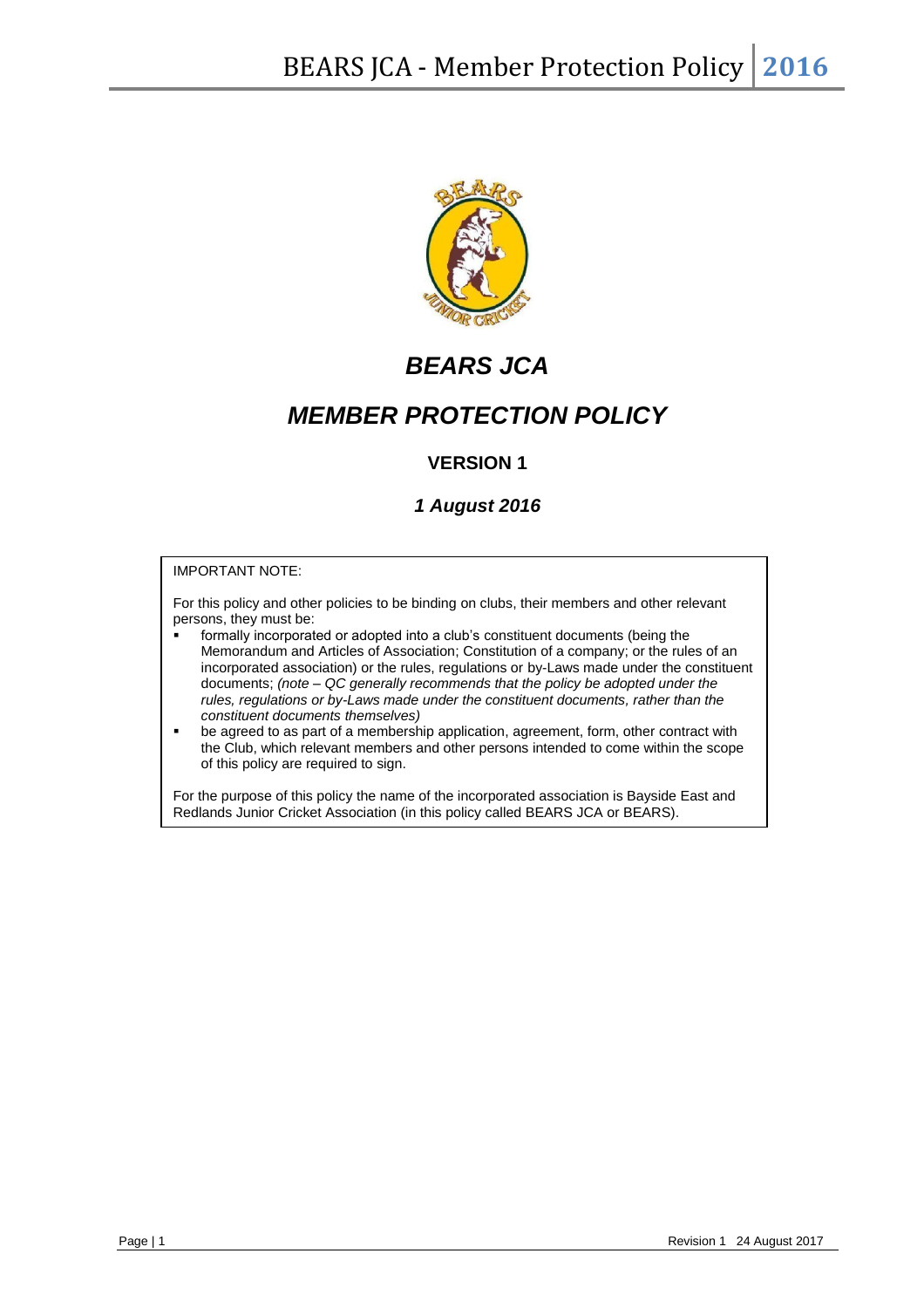# *BEARS JCA*

# *MEMBER PROTECTION POLICY*

**VERSION 1**

***1 August 2016***

IMPORTANT NOTE:

For this policy and other policies to be binding on clubs, their members and other relevant persons, they must be:

- formally incorporated or adopted into a club's constituent documents (being the Memorandum and Articles of Association; Constitution of a company; or the rules of an incorporated association) or the rules, regulations or by-Laws made under the constituent documents; *(note – QC generally recommends that the policy be adopted under the rules, regulations or by-Laws made under the constituent documents, rather than the constituent documents themselves)*
- be agreed to as part of a membership application, agreement, form, other contract with the Club, which relevant members and other persons intended to come within the scope of this policy are required to sign.

For the purpose of this policy the name of the incorporated association is Bayside East and Redlands Junior Cricket Association (in this policy called BEARS JCA or BEARS).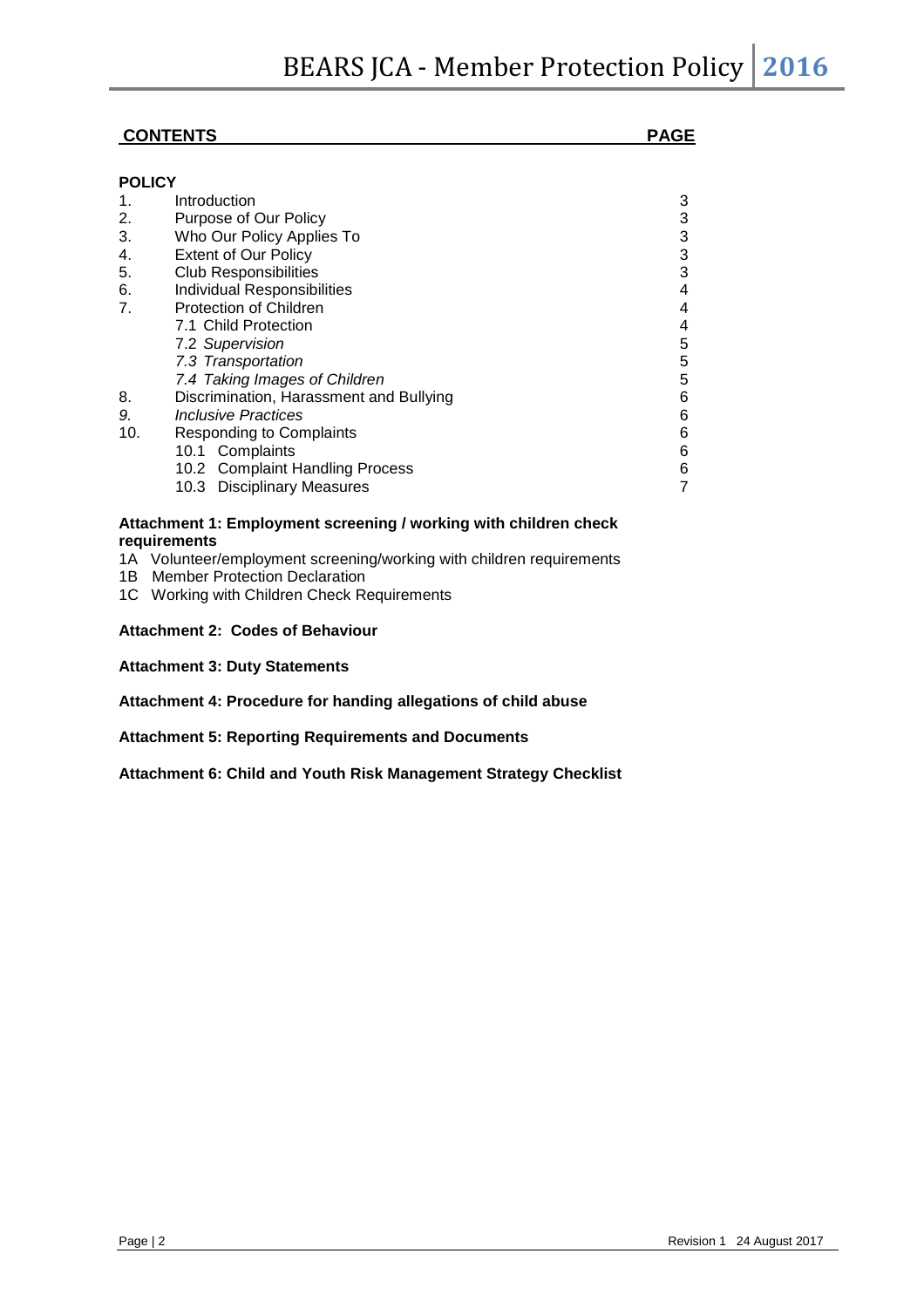## CONTENTS

| | | PAGE |
|---|---|---|
| **POLICY** | | |
| 1. | Introduction | 3 |
| 2. | Purpose of Our Policy | 3 |
| 3. | Who Our Policy Applies To | 3 |
| 4. | Extent of Our Policy | 3 |
| 5. | Club Responsibilities | 3 |
| 6. | Individual Responsibilities | 4 |
| 7. | Protection of Children | 4 |
| | 7.1 Child Protection | 4 |
| | *7.2 Supervision* | 5 |
| | *7.3 Transportation* | 5 |
| | *7.4 Taking Images of Children* | 5 |
| 8. | Discrimination, Harassment and Bullying | 6 |
| *9.* | *Inclusive Practices* | 6 |
| 10. | Responding to Complaints | 6 |
| | 10.1 Complaints | 6 |
| | 10.2 Complaint Handling Process | 6 |
| | 10.3 Disciplinary Measures | 7 |

**Attachment 1: Employment screening / working with children check requirements**

1A Volunteer/employment screening/working with children requirements
1B Member Protection Declaration
1C Working with Children Check Requirements

**Attachment 2: Codes of Behaviour**

**Attachment 3: Duty Statements**

**Attachment 4: Procedure for handing allegations of child abuse**

**Attachment 5: Reporting Requirements and Documents**

**Attachment 6: Child and Youth Risk Management Strategy Checklist**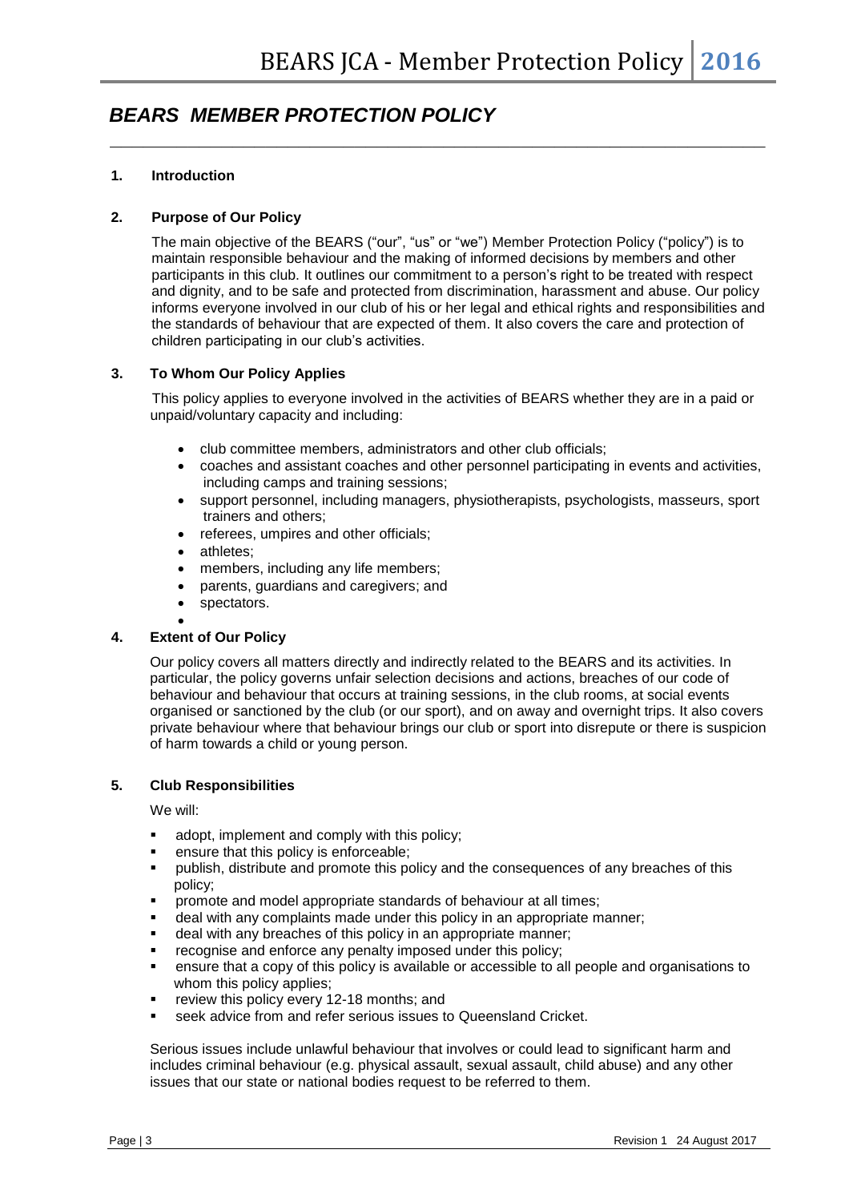# *BEARS MEMBER PROTECTION POLICY*

## 1. Introduction

## 2. Purpose of Our Policy

The main objective of the BEARS ("our", "us" or "we") Member Protection Policy ("policy") is to maintain responsible behaviour and the making of informed decisions by members and other participants in this club. It outlines our commitment to a person's right to be treated with respect and dignity, and to be safe and protected from discrimination, harassment and abuse. Our policy informs everyone involved in our club of his or her legal and ethical rights and responsibilities and the standards of behaviour that are expected of them. It also covers the care and protection of children participating in our club's activities.

## 3. To Whom Our Policy Applies

This policy applies to everyone involved in the activities of BEARS whether they are in a paid or unpaid/voluntary capacity and including:

- club committee members, administrators and other club officials;
- coaches and assistant coaches and other personnel participating in events and activities, including camps and training sessions;
- support personnel, including managers, physiotherapists, psychologists, masseurs, sport trainers and others;
- referees, umpires and other officials;
- athletes;
- members, including any life members;
- parents, guardians and caregivers; and
- spectators.

## 4. Extent of Our Policy

Our policy covers all matters directly and indirectly related to the BEARS and its activities. In particular, the policy governs unfair selection decisions and actions, breaches of our code of behaviour and behaviour that occurs at training sessions, in the club rooms, at social events organised or sanctioned by the club (or our sport), and on away and overnight trips. It also covers private behaviour where that behaviour brings our club or sport into disrepute or there is suspicion of harm towards a child or young person.

## 5. Club Responsibilities

We will:

- adopt, implement and comply with this policy;
- ensure that this policy is enforceable;
- publish, distribute and promote this policy and the consequences of any breaches of this policy;
- promote and model appropriate standards of behaviour at all times;
- deal with any complaints made under this policy in an appropriate manner;
- deal with any breaches of this policy in an appropriate manner;
- recognise and enforce any penalty imposed under this policy;
- ensure that a copy of this policy is available or accessible to all people and organisations to whom this policy applies;
- review this policy every 12-18 months; and
- seek advice from and refer serious issues to Queensland Cricket.

Serious issues include unlawful behaviour that involves or could lead to significant harm and includes criminal behaviour (e.g. physical assault, sexual assault, child abuse) and any other issues that our state or national bodies request to be referred to them.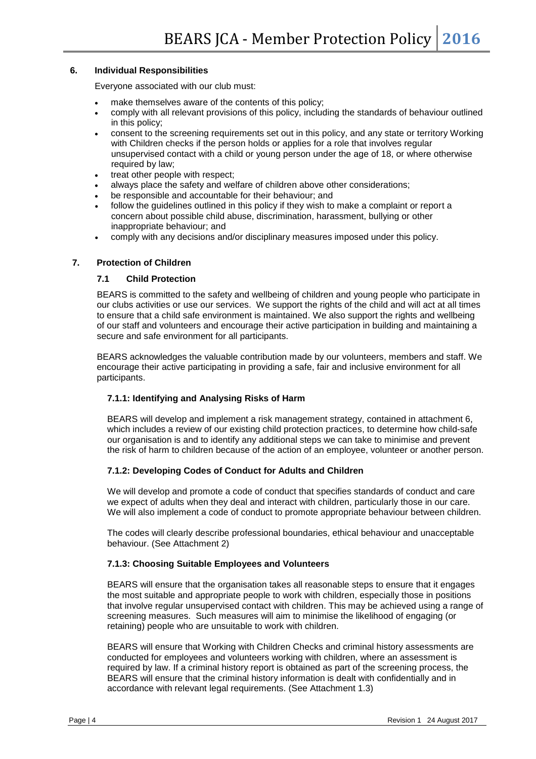## 6. Individual Responsibilities

Everyone associated with our club must:

- make themselves aware of the contents of this policy;
- comply with all relevant provisions of this policy, including the standards of behaviour outlined in this policy;
- consent to the screening requirements set out in this policy, and any state or territory Working with Children checks if the person holds or applies for a role that involves regular unsupervised contact with a child or young person under the age of 18, or where otherwise required by law;
- treat other people with respect;
- always place the safety and welfare of children above other considerations;
- be responsible and accountable for their behaviour; and
- follow the guidelines outlined in this policy if they wish to make a complaint or report a concern about possible child abuse, discrimination, harassment, bullying or other inappropriate behaviour; and
- comply with any decisions and/or disciplinary measures imposed under this policy.

## 7. Protection of Children

### 7.1 Child Protection

BEARS is committed to the safety and wellbeing of children and young people who participate in our clubs activities or use our services. We support the rights of the child and will act at all times to ensure that a child safe environment is maintained. We also support the rights and wellbeing of our staff and volunteers and encourage their active participation in building and maintaining a secure and safe environment for all participants.

BEARS acknowledges the valuable contribution made by our volunteers, members and staff. We encourage their active participating in providing a safe, fair and inclusive environment for all participants.

#### 7.1.1: Identifying and Analysing Risks of Harm

BEARS will develop and implement a risk management strategy, contained in attachment 6, which includes a review of our existing child protection practices, to determine how child-safe our organisation is and to identify any additional steps we can take to minimise and prevent the risk of harm to children because of the action of an employee, volunteer or another person.

#### 7.1.2: Developing Codes of Conduct for Adults and Children

We will develop and promote a code of conduct that specifies standards of conduct and care we expect of adults when they deal and interact with children, particularly those in our care. We will also implement a code of conduct to promote appropriate behaviour between children.

The codes will clearly describe professional boundaries, ethical behaviour and unacceptable behaviour. (See Attachment 2)

#### 7.1.3: Choosing Suitable Employees and Volunteers

BEARS will ensure that the organisation takes all reasonable steps to ensure that it engages the most suitable and appropriate people to work with children, especially those in positions that involve regular unsupervised contact with children. This may be achieved using a range of screening measures. Such measures will aim to minimise the likelihood of engaging (or retaining) people who are unsuitable to work with children.

BEARS will ensure that Working with Children Checks and criminal history assessments are conducted for employees and volunteers working with children, where an assessment is required by law. If a criminal history report is obtained as part of the screening process, the BEARS will ensure that the criminal history information is dealt with confidentially and in accordance with relevant legal requirements. (See Attachment 1.3)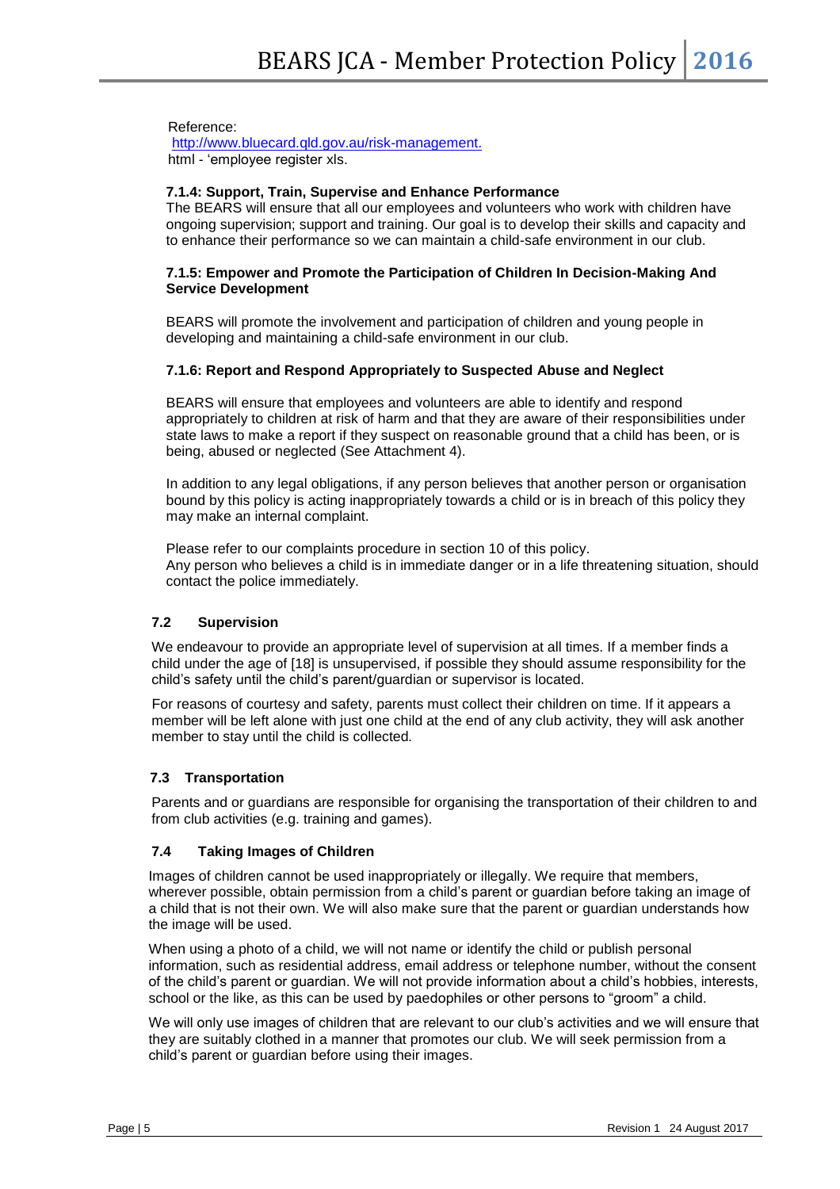Reference:
[http://www.bluecard.qld.gov.au/risk-management.](http://www.bluecard.qld.gov.au/risk-management.)
html - 'employee register xls.

#### 7.1.4: Support, Train, Supervise and Enhance Performance

The BEARS will ensure that all our employees and volunteers who work with children have ongoing supervision; support and training. Our goal is to develop their skills and capacity and to enhance their performance so we can maintain a child-safe environment in our club.

#### 7.1.5: Empower and Promote the Participation of Children In Decision-Making And Service Development

BEARS will promote the involvement and participation of children and young people in developing and maintaining a child-safe environment in our club.

#### 7.1.6: Report and Respond Appropriately to Suspected Abuse and Neglect

BEARS will ensure that employees and volunteers are able to identify and respond appropriately to children at risk of harm and that they are aware of their responsibilities under state laws to make a report if they suspect on reasonable ground that a child has been, or is being, abused or neglected (See Attachment 4).

In addition to any legal obligations, if any person believes that another person or organisation bound by this policy is acting inappropriately towards a child or is in breach of this policy they may make an internal complaint.

Please refer to our complaints procedure in section 10 of this policy.
Any person who believes a child is in immediate danger or in a life threatening situation, should contact the police immediately.

### 7.2 Supervision

We endeavour to provide an appropriate level of supervision at all times. If a member finds a child under the age of [18] is unsupervised, if possible they should assume responsibility for the child's safety until the child's parent/guardian or supervisor is located.

For reasons of courtesy and safety, parents must collect their children on time. If it appears a member will be left alone with just one child at the end of any club activity, they will ask another member to stay until the child is collected.

### 7.3 Transportation

Parents and or guardians are responsible for organising the transportation of their children to and from club activities (e.g. training and games).

### 7.4 Taking Images of Children

Images of children cannot be used inappropriately or illegally. We require that members, wherever possible, obtain permission from a child's parent or guardian before taking an image of a child that is not their own. We will also make sure that the parent or guardian understands how the image will be used.

When using a photo of a child, we will not name or identify the child or publish personal information, such as residential address, email address or telephone number, without the consent of the child's parent or guardian. We will not provide information about a child's hobbies, interests, school or the like, as this can be used by paedophiles or other persons to "groom" a child.

We will only use images of children that are relevant to our club's activities and we will ensure that they are suitably clothed in a manner that promotes our club. We will seek permission from a child's parent or guardian before using their images.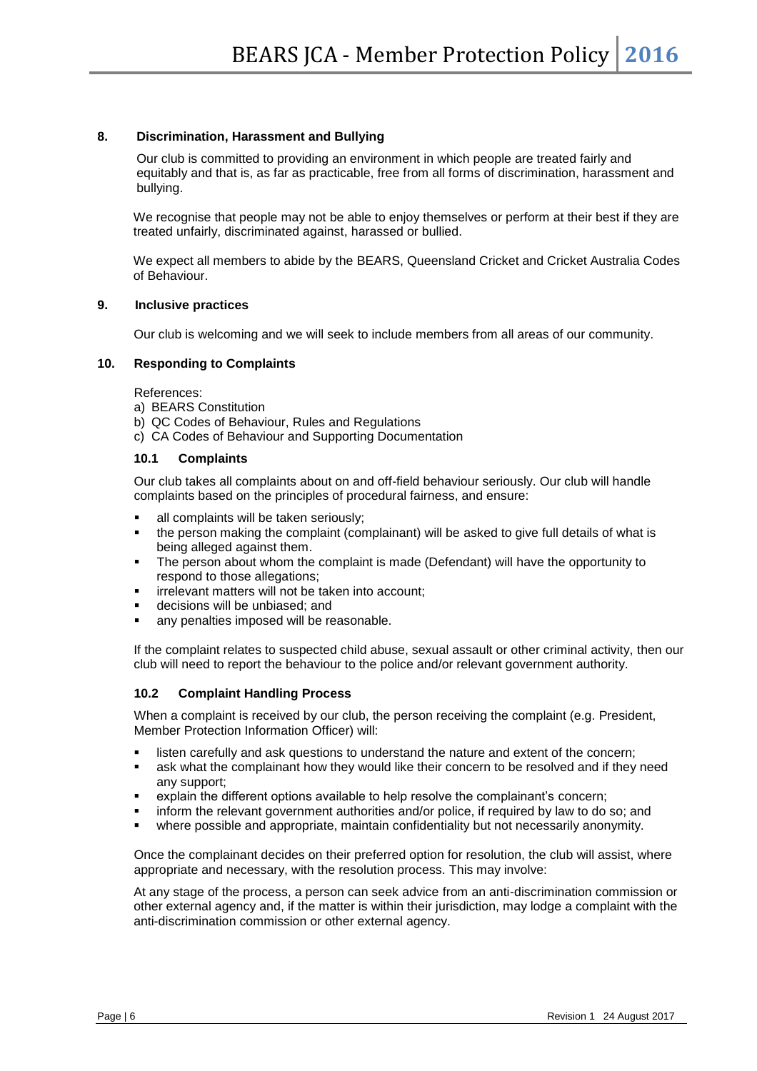## 8. Discrimination, Harassment and Bullying

Our club is committed to providing an environment in which people are treated fairly and equitably and that is, as far as practicable, free from all forms of discrimination, harassment and bullying.

We recognise that people may not be able to enjoy themselves or perform at their best if they are treated unfairly, discriminated against, harassed or bullied.

We expect all members to abide by the BEARS, Queensland Cricket and Cricket Australia Codes of Behaviour.

## 9. Inclusive practices

Our club is welcoming and we will seek to include members from all areas of our community.

## 10. Responding to Complaints

References:

a) BEARS Constitution
b) QC Codes of Behaviour, Rules and Regulations
c) CA Codes of Behaviour and Supporting Documentation

### 10.1 Complaints

Our club takes all complaints about on and off-field behaviour seriously. Our club will handle complaints based on the principles of procedural fairness, and ensure:

- all complaints will be taken seriously;
- the person making the complaint (complainant) will be asked to give full details of what is being alleged against them.
- The person about whom the complaint is made (Defendant) will have the opportunity to respond to those allegations;
- irrelevant matters will not be taken into account;
- decisions will be unbiased; and
- any penalties imposed will be reasonable.

If the complaint relates to suspected child abuse, sexual assault or other criminal activity, then our club will need to report the behaviour to the police and/or relevant government authority.

### 10.2 Complaint Handling Process

When a complaint is received by our club, the person receiving the complaint (e.g. President, Member Protection Information Officer) will:

- listen carefully and ask questions to understand the nature and extent of the concern;
- ask what the complainant how they would like their concern to be resolved and if they need any support;
- explain the different options available to help resolve the complainant's concern;
- inform the relevant government authorities and/or police, if required by law to do so; and
- where possible and appropriate, maintain confidentiality but not necessarily anonymity.

Once the complainant decides on their preferred option for resolution, the club will assist, where appropriate and necessary, with the resolution process. This may involve:

At any stage of the process, a person can seek advice from an anti-discrimination commission or other external agency and, if the matter is within their jurisdiction, may lodge a complaint with the anti-discrimination commission or other external agency.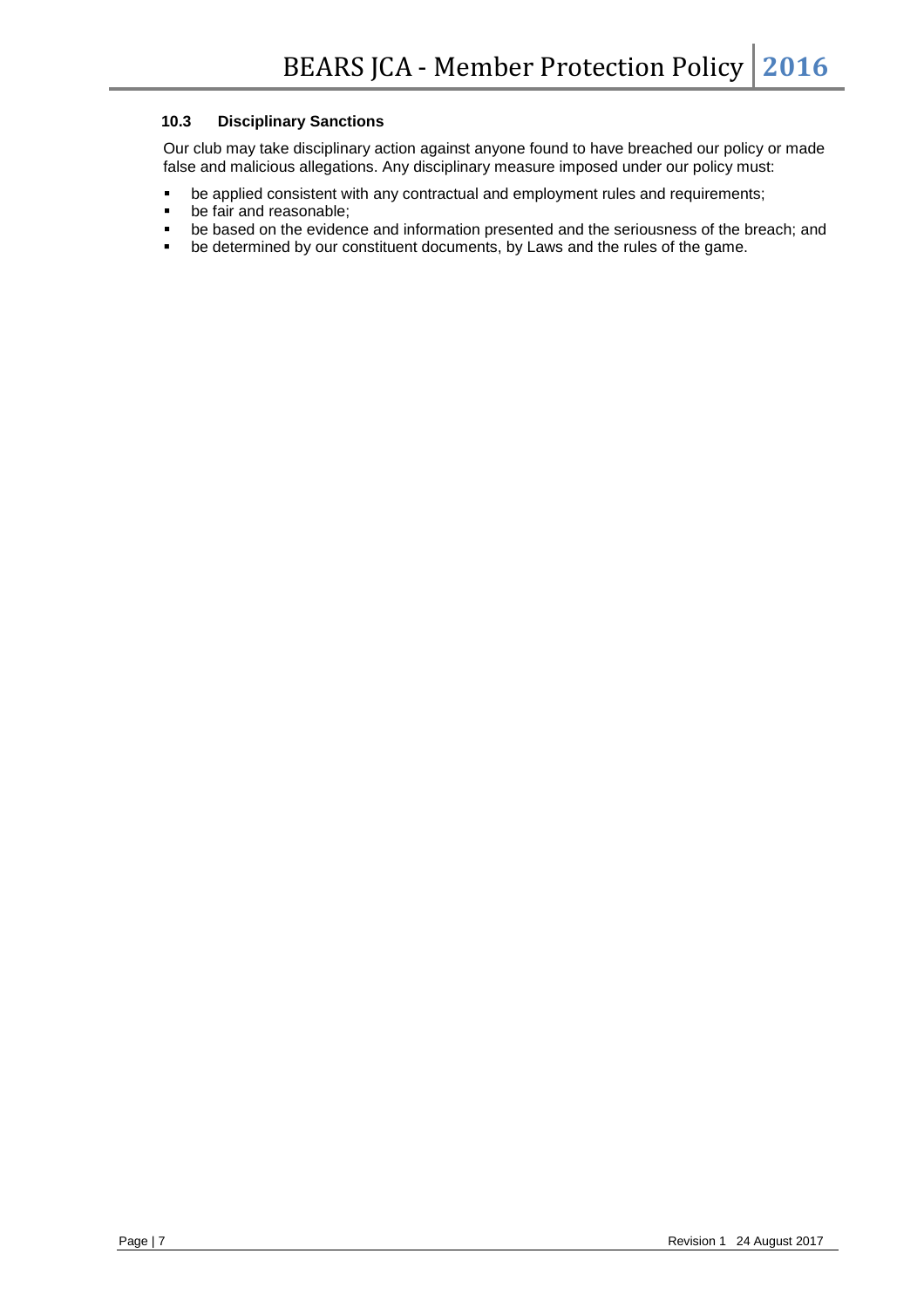### 10.3 Disciplinary Sanctions

Our club may take disciplinary action against anyone found to have breached our policy or made false and malicious allegations. Any disciplinary measure imposed under our policy must:

- be applied consistent with any contractual and employment rules and requirements;
- be fair and reasonable;
- be based on the evidence and information presented and the seriousness of the breach; and
- be determined by our constituent documents, by Laws and the rules of the game.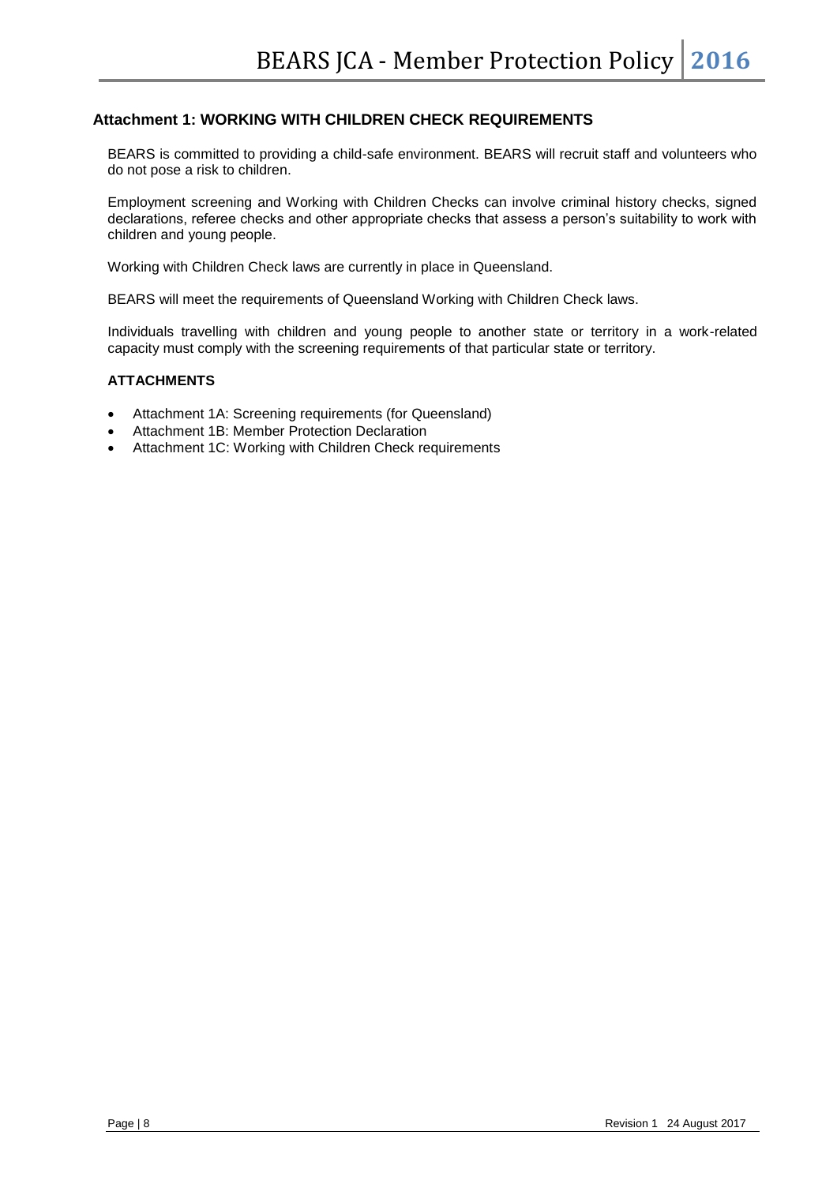## Attachment 1: WORKING WITH CHILDREN CHECK REQUIREMENTS

BEARS is committed to providing a child-safe environment. BEARS will recruit staff and volunteers who do not pose a risk to children.

Employment screening and Working with Children Checks can involve criminal history checks, signed declarations, referee checks and other appropriate checks that assess a person's suitability to work with children and young people.

Working with Children Check laws are currently in place in Queensland.

BEARS will meet the requirements of Queensland Working with Children Check laws.

Individuals travelling with children and young people to another state or territory in a work-related capacity must comply with the screening requirements of that particular state or territory.

### ATTACHMENTS

- Attachment 1A: Screening requirements (for Queensland)
- Attachment 1B: Member Protection Declaration
- Attachment 1C: Working with Children Check requirements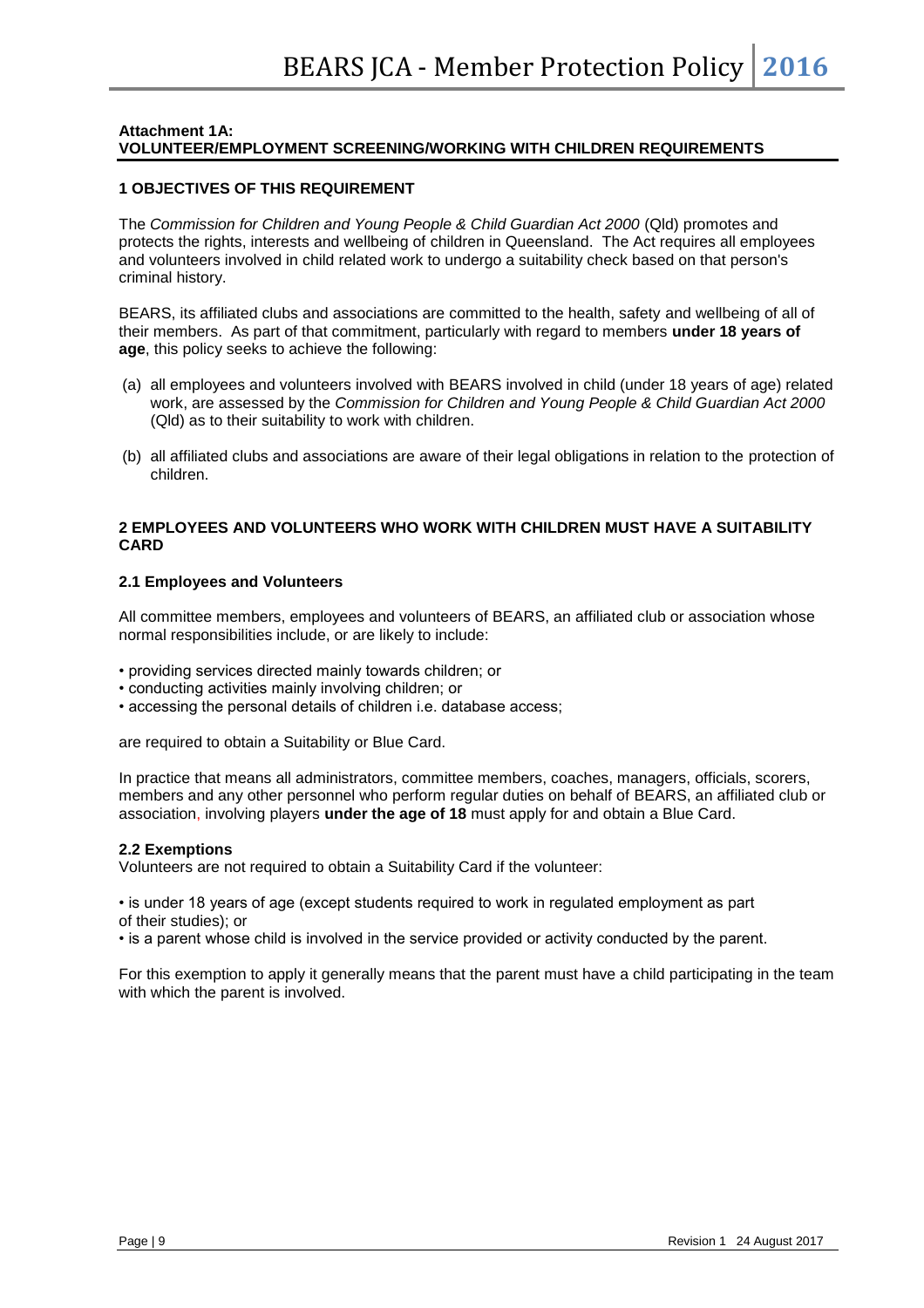**Attachment 1A:**
**VOLUNTEER/EMPLOYMENT SCREENING/WORKING WITH CHILDREN REQUIREMENTS**

## 1 OBJECTIVES OF THIS REQUIREMENT

The *Commission for Children and Young People & Child Guardian Act 2000* (Qld) promotes and protects the rights, interests and wellbeing of children in Queensland. The Act requires all employees and volunteers involved in child related work to undergo a suitability check based on that person's criminal history.

BEARS, its affiliated clubs and associations are committed to the health, safety and wellbeing of all of their members. As part of that commitment, particularly with regard to members **under 18 years of age**, this policy seeks to achieve the following:

(a) all employees and volunteers involved with BEARS involved in child (under 18 years of age) related work, are assessed by the *Commission for Children and Young People & Child Guardian Act 2000* (Qld) as to their suitability to work with children.

(b) all affiliated clubs and associations are aware of their legal obligations in relation to the protection of children.

## 2 EMPLOYEES AND VOLUNTEERS WHO WORK WITH CHILDREN MUST HAVE A SUITABILITY CARD

### 2.1 Employees and Volunteers

All committee members, employees and volunteers of BEARS, an affiliated club or association whose normal responsibilities include, or are likely to include:

- providing services directed mainly towards children; or
- conducting activities mainly involving children; or
- accessing the personal details of children i.e. database access;

are required to obtain a Suitability or Blue Card.

In practice that means all administrators, committee members, coaches, managers, officials, scorers, members and any other personnel who perform regular duties on behalf of BEARS, an affiliated club or association, involving players **under the age of 18** must apply for and obtain a Blue Card.

### 2.2 Exemptions

Volunteers are not required to obtain a Suitability Card if the volunteer:

- is under 18 years of age (except students required to work in regulated employment as part of their studies); or
- is a parent whose child is involved in the service provided or activity conducted by the parent.

For this exemption to apply it generally means that the parent must have a child participating in the team with which the parent is involved.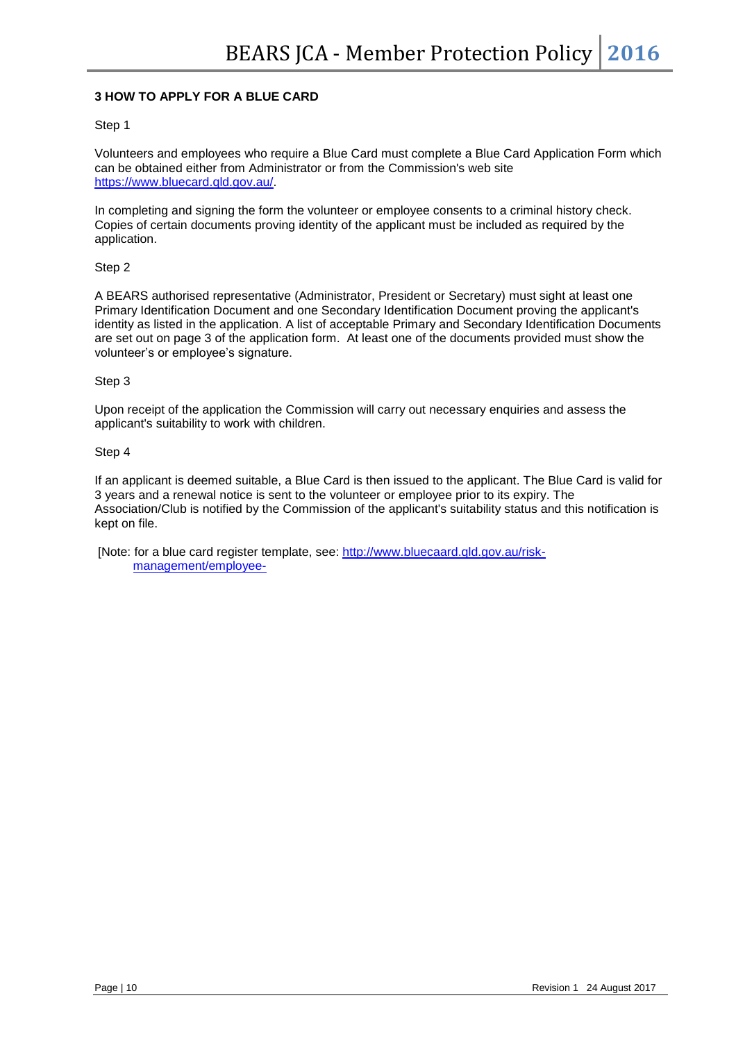### 3 HOW TO APPLY FOR A BLUE CARD

Step 1

Volunteers and employees who require a Blue Card must complete a Blue Card Application Form which can be obtained either from Administrator or from the Commission's web site https://www.bluecard.qld.gov.au/.

In completing and signing the form the volunteer or employee consents to a criminal history check. Copies of certain documents proving identity of the applicant must be included as required by the application.

Step 2

A BEARS authorised representative (Administrator, President or Secretary) must sight at least one Primary Identification Document and one Secondary Identification Document proving the applicant's identity as listed in the application. A list of acceptable Primary and Secondary Identification Documents are set out on page 3 of the application form. At least one of the documents provided must show the volunteer's or employee's signature.

Step 3

Upon receipt of the application the Commission will carry out necessary enquiries and assess the applicant's suitability to work with children.

Step 4

If an applicant is deemed suitable, a Blue Card is then issued to the applicant. The Blue Card is valid for 3 years and a renewal notice is sent to the volunteer or employee prior to its expiry. The Association/Club is notified by the Commission of the applicant's suitability status and this notification is kept on file.

[Note: for a blue card register template, see: http://www.bluecaard.qld.gov.au/risk-management/employee-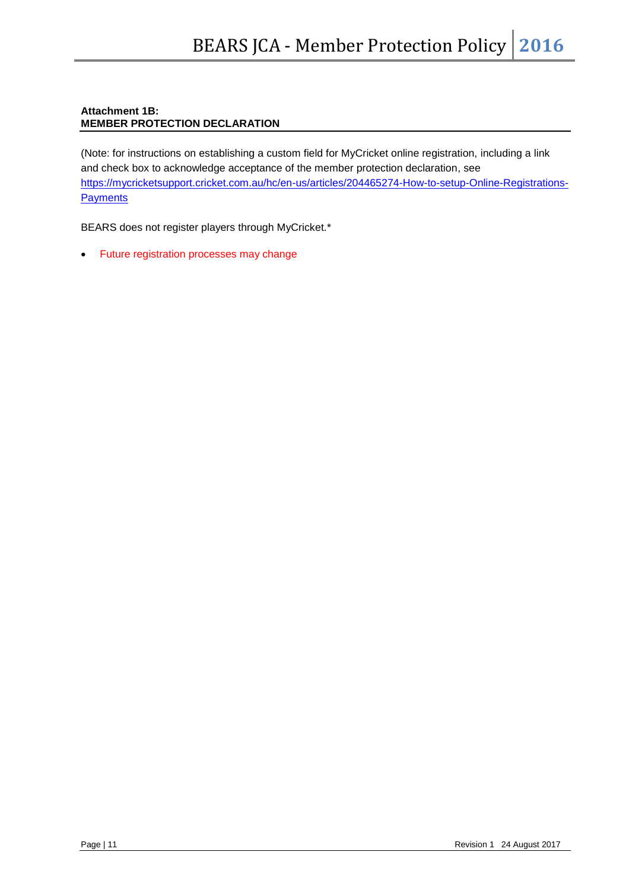**Attachment 1B:**
**MEMBER PROTECTION DECLARATION**

(Note: for instructions on establishing a custom field for MyCricket online registration, including a link and check box to acknowledge acceptance of the member protection declaration, see [https://mycricketsupport.cricket.com.au/hc/en-us/articles/204465274-How-to-setup-Online-Registrations-Payments](https://mycricketsupport.cricket.com.au/hc/en-us/articles/204465274-How-to-setup-Online-Registrations-Payments)

BEARS does not register players through MyCricket.*

- Future registration processes may change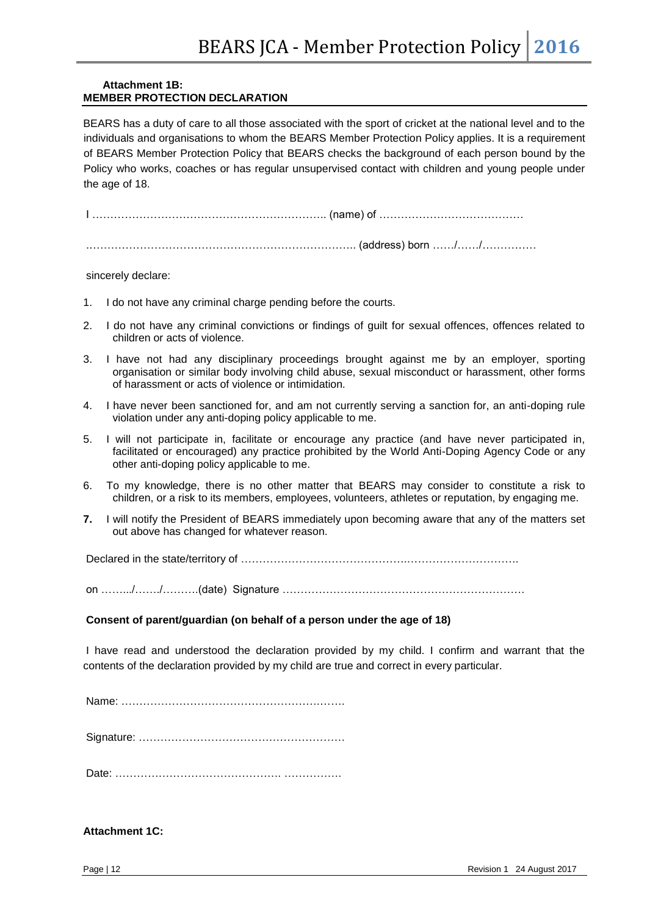**Attachment 1B:**
**MEMBER PROTECTION DECLARATION**

BEARS has a duty of care to all those associated with the sport of cricket at the national level and to the individuals and organisations to whom the BEARS Member Protection Policy applies. It is a requirement of BEARS Member Protection Policy that BEARS checks the background of each person bound by the Policy who works, coaches or has regular unsupervised contact with children and young people under the age of 18.

I ……………………………………………………….. (name) of …………………………………

………………………………………………………………….. (address) born ……/……/……………

sincerely declare:

1. I do not have any criminal charge pending before the courts.
2. I do not have any criminal convictions or findings of guilt for sexual offences, offences related to children or acts of violence.
3. I have not had any disciplinary proceedings brought against me by an employer, sporting organisation or similar body involving child abuse, sexual misconduct or harassment, other forms of harassment or acts of violence or intimidation.
4. I have never been sanctioned for, and am not currently serving a sanction for, an anti-doping rule violation under any anti-doping policy applicable to me.
5. I will not participate in, facilitate or encourage any practice (and have never participated in, facilitated or encouraged) any practice prohibited by the World Anti-Doping Agency Code or any other anti-doping policy applicable to me.
6. To my knowledge, there is no other matter that BEARS may consider to constitute a risk to children, or a risk to its members, employees, volunteers, athletes or reputation, by engaging me.
7. I will notify the President of BEARS immediately upon becoming aware that any of the matters set out above has changed for whatever reason.

Declared in the state/territory of ……………………………………..………………………….

on ……../……./……….(date) Signature …………………………………………………………

**Consent of parent/guardian (on behalf of a person under the age of 18)**

I have read and understood the declaration provided by my child. I confirm and warrant that the contents of the declaration provided by my child are true and correct in every particular.

Name: …………………………………………….…….

Signature: …………………………………………………

Date: ………………………………………. …………….

**Attachment 1C:**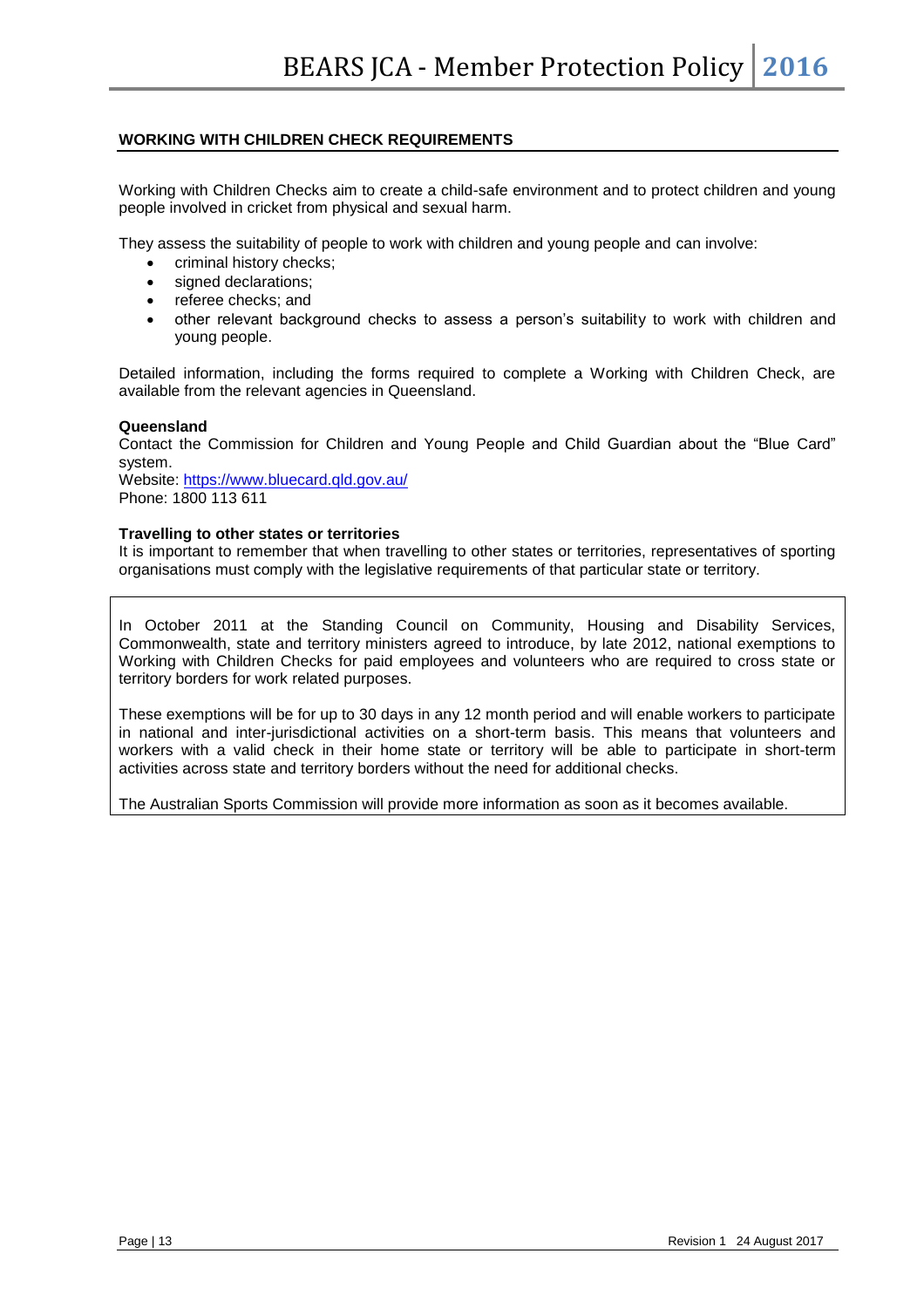## WORKING WITH CHILDREN CHECK REQUIREMENTS

Working with Children Checks aim to create a child-safe environment and to protect children and young people involved in cricket from physical and sexual harm.

They assess the suitability of people to work with children and young people and can involve:

- criminal history checks;
- signed declarations;
- referee checks; and
- other relevant background checks to assess a person's suitability to work with children and young people.

Detailed information, including the forms required to complete a Working with Children Check, are available from the relevant agencies in Queensland.

**Queensland**
Contact the Commission for Children and Young People and Child Guardian about the "Blue Card" system.
Website: https://www.bluecard.qld.gov.au/
Phone: 1800 113 611

**Travelling to other states or territories**
It is important to remember that when travelling to other states or territories, representatives of sporting organisations must comply with the legislative requirements of that particular state or territory.

In October 2011 at the Standing Council on Community, Housing and Disability Services, Commonwealth, state and territory ministers agreed to introduce, by late 2012, national exemptions to Working with Children Checks for paid employees and volunteers who are required to cross state or territory borders for work related purposes.

These exemptions will be for up to 30 days in any 12 month period and will enable workers to participate in national and inter-jurisdictional activities on a short-term basis. This means that volunteers and workers with a valid check in their home state or territory will be able to participate in short-term activities across state and territory borders without the need for additional checks.

The Australian Sports Commission will provide more information as soon as it becomes available.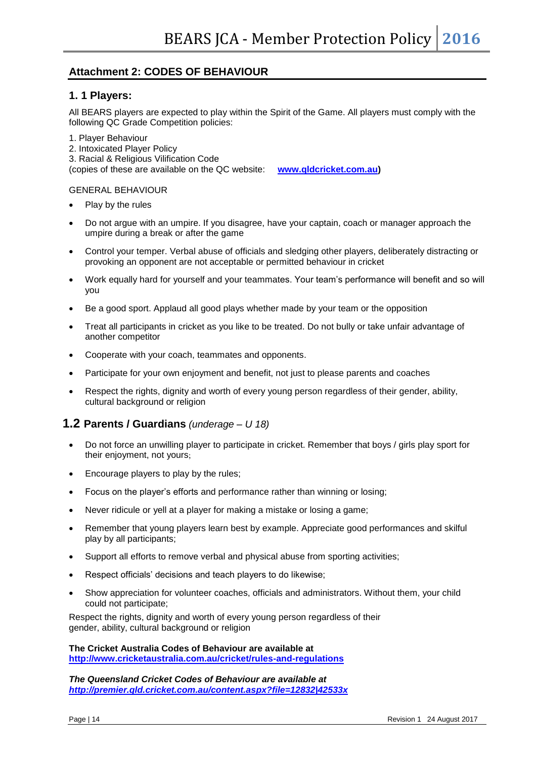## Attachment 2: CODES OF BEHAVIOUR

### 1. 1 Players:

All BEARS players are expected to play within the Spirit of the Game. All players must comply with the following QC Grade Competition policies:

1. Player Behaviour
2. Intoxicated Player Policy
3. Racial & Religious Vilification Code

(copies of these are available on the QC website: **www.qldcricket.com.au)**

GENERAL BEHAVIOUR

- Play by the rules
- Do not argue with an umpire. If you disagree, have your captain, coach or manager approach the umpire during a break or after the game
- Control your temper. Verbal abuse of officials and sledging other players, deliberately distracting or provoking an opponent are not acceptable or permitted behaviour in cricket
- Work equally hard for yourself and your teammates. Your team's performance will benefit and so will you
- Be a good sport. Applaud all good plays whether made by your team or the opposition
- Treat all participants in cricket as you like to be treated. Do not bully or take unfair advantage of another competitor
- Cooperate with your coach, teammates and opponents.
- Participate for your own enjoyment and benefit, not just to please parents and coaches
- Respect the rights, dignity and worth of every young person regardless of their gender, ability, cultural background or religion

### 1.2 Parents / Guardians *(underage – U 18)*

- Do not force an unwilling player to participate in cricket. Remember that boys / girls play sport for their enjoyment, not yours;
- Encourage players to play by the rules;
- Focus on the player's efforts and performance rather than winning or losing;
- Never ridicule or yell at a player for making a mistake or losing a game;
- Remember that young players learn best by example. Appreciate good performances and skilful play by all participants;
- Support all efforts to remove verbal and physical abuse from sporting activities;
- Respect officials' decisions and teach players to do likewise;
- Show appreciation for volunteer coaches, officials and administrators. Without them, your child could not participate;

Respect the rights, dignity and worth of every young person regardless of their gender, ability, cultural background or religion

**The Cricket Australia Codes of Behaviour are available at**
**http://www.cricketaustralia.com.au/cricket/rules-and-regulations**

***The Queensland Cricket Codes of Behaviour are available at***
***http://premier.qld.cricket.com.au/content.aspx?file=12832|42533x***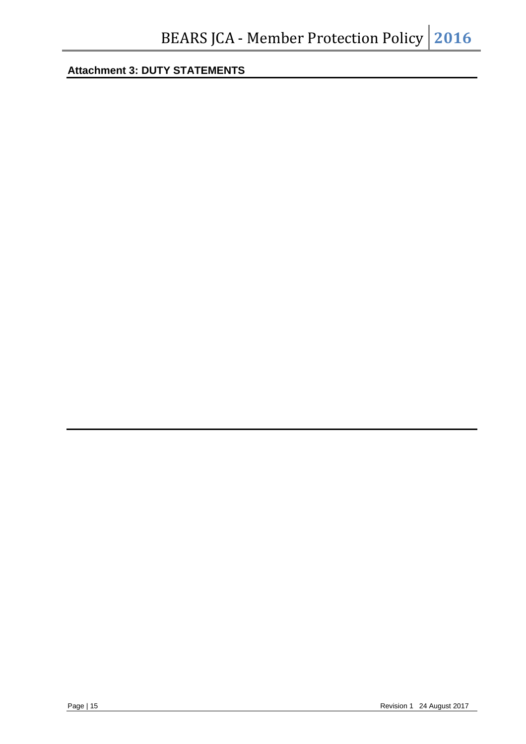## Attachment 3: DUTY STATEMENTS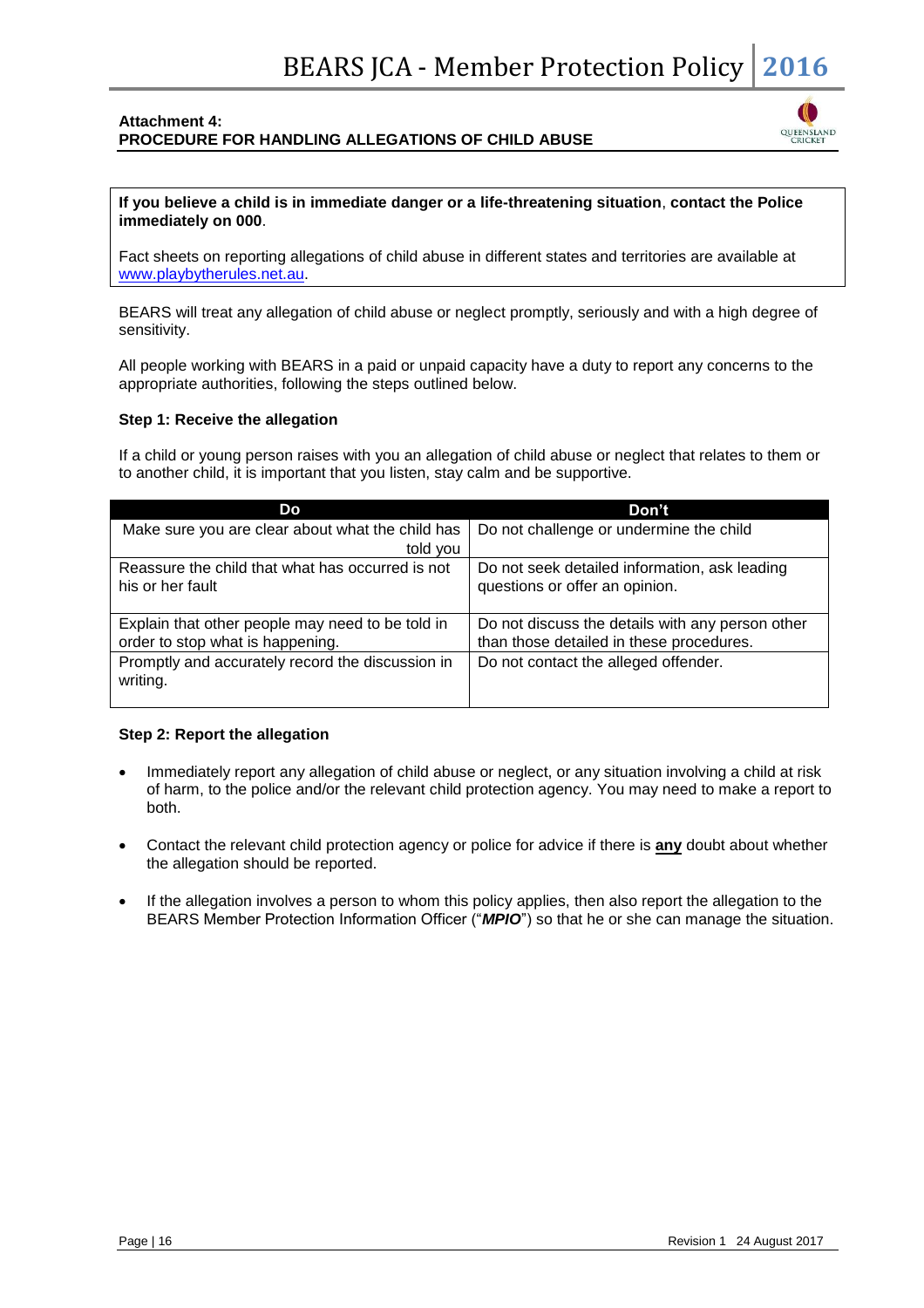**Attachment 4:**
**PROCEDURE FOR HANDLING ALLEGATIONS OF CHILD ABUSE**

**If you believe a child is in immediate danger or a life-threatening situation**, **contact the Police immediately on 000**.

Fact sheets on reporting allegations of child abuse in different states and territories are available at www.playbytherules.net.au.

BEARS will treat any allegation of child abuse or neglect promptly, seriously and with a high degree of sensitivity.

All people working with BEARS in a paid or unpaid capacity have a duty to report any concerns to the appropriate authorities, following the steps outlined below.

**Step 1: Receive the allegation**

If a child or young person raises with you an allegation of child abuse or neglect that relates to them or to another child, it is important that you listen, stay calm and be supportive.

| Do | Don't |
|---|---|
| Make sure you are clear about what the child has told you | Do not challenge or undermine the child |
| Reassure the child that what has occurred is not his or her fault | Do not seek detailed information, ask leading questions or offer an opinion. |
| Explain that other people may need to be told in order to stop what is happening. | Do not discuss the details with any person other than those detailed in these procedures. |
| Promptly and accurately record the discussion in writing. | Do not contact the alleged offender. |

**Step 2: Report the allegation**

- Immediately report any allegation of child abuse or neglect, or any situation involving a child at risk of harm, to the police and/or the relevant child protection agency. You may need to make a report to both.
- Contact the relevant child protection agency or police for advice if there is **any** doubt about whether the allegation should be reported.
- If the allegation involves a person to whom this policy applies, then also report the allegation to the BEARS Member Protection Information Officer ("***MPIO***") so that he or she can manage the situation.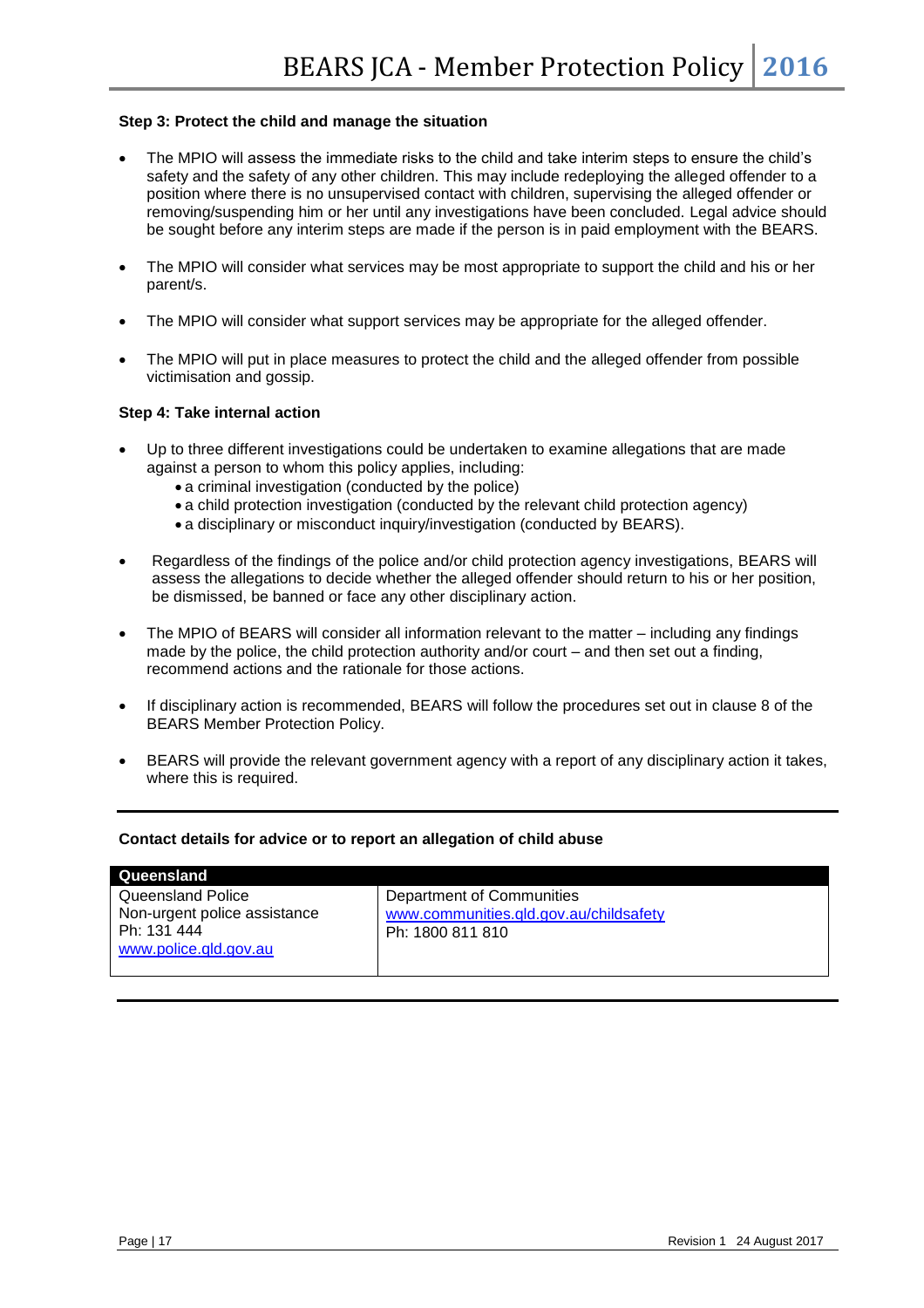**Step 3: Protect the child and manage the situation**

- The MPIO will assess the immediate risks to the child and take interim steps to ensure the child's safety and the safety of any other children. This may include redeploying the alleged offender to a position where there is no unsupervised contact with children, supervising the alleged offender or removing/suspending him or her until any investigations have been concluded. Legal advice should be sought before any interim steps are made if the person is in paid employment with the BEARS.
- The MPIO will consider what services may be most appropriate to support the child and his or her parent/s.
- The MPIO will consider what support services may be appropriate for the alleged offender.
- The MPIO will put in place measures to protect the child and the alleged offender from possible victimisation and gossip.

**Step 4: Take internal action**

- Up to three different investigations could be undertaken to examine allegations that are made against a person to whom this policy applies, including:
  - a criminal investigation (conducted by the police)
  - a child protection investigation (conducted by the relevant child protection agency)
  - a disciplinary or misconduct inquiry/investigation (conducted by BEARS).
- Regardless of the findings of the police and/or child protection agency investigations, BEARS will assess the allegations to decide whether the alleged offender should return to his or her position, be dismissed, be banned or face any other disciplinary action.
- The MPIO of BEARS will consider all information relevant to the matter – including any findings made by the police, the child protection authority and/or court – and then set out a finding, recommend actions and the rationale for those actions.
- If disciplinary action is recommended, BEARS will follow the procedures set out in clause 8 of the BEARS Member Protection Policy.
- BEARS will provide the relevant government agency with a report of any disciplinary action it takes, where this is required.

**Contact details for advice or to report an allegation of child abuse**

| Queensland | |
|---|---|
| Queensland Police<br>Non-urgent police assistance<br>Ph: 131 444<br>www.police.qld.gov.au | Department of Communities<br>www.communities.qld.gov.au/childsafety<br>Ph: 1800 811 810 |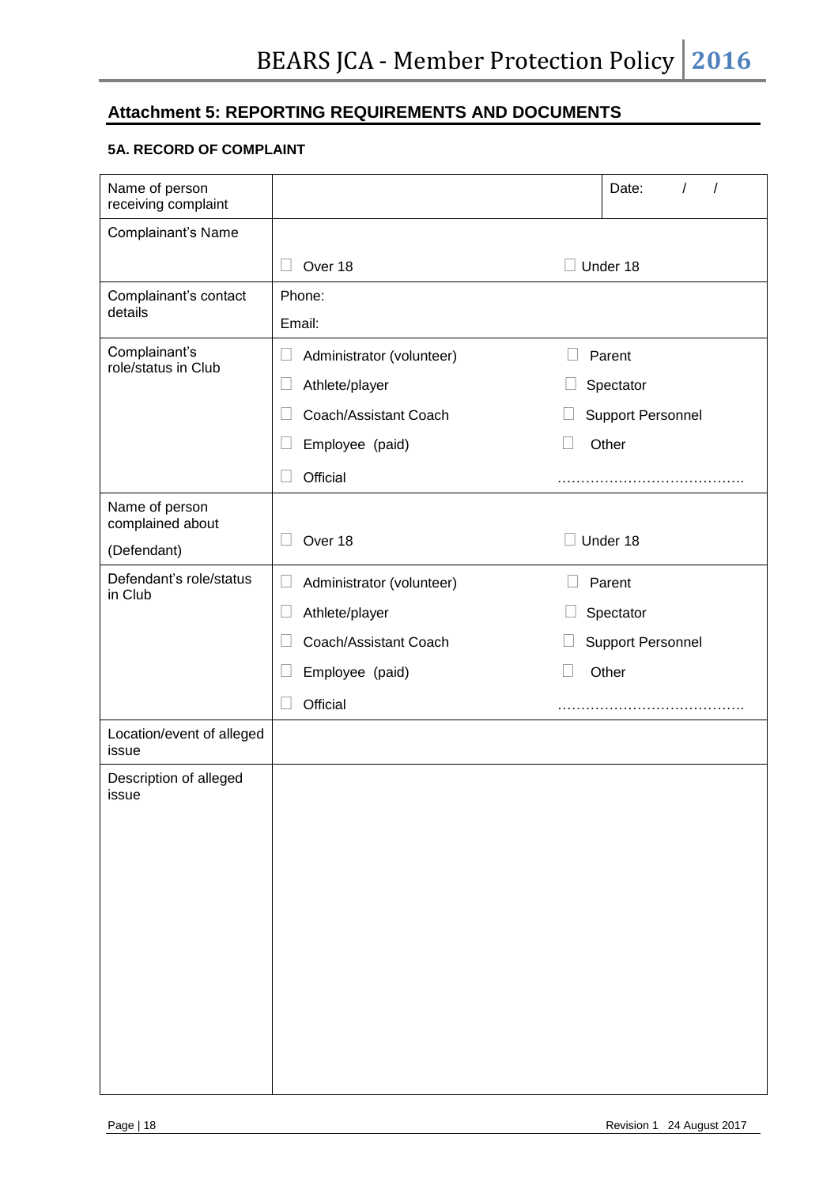## Attachment 5: REPORTING REQUIREMENTS AND DOCUMENTS

### 5A. RECORD OF COMPLAINT

| | | |
|---|---|---|
| Name of person receiving complaint | | Date: / / |
| Complainant's Name | ☐ Over 18 | ☐ Under 18 |
| Complainant's contact details | Phone:<br>Email: | |
| Complainant's role/status in Club | ☐ Administrator (volunteer)<br>☐ Athlete/player<br>☐ Coach/Assistant Coach<br>☐ Employee (paid)<br>☐ Official | ☐ Parent<br>☐ Spectator<br>☐ Support Personnel<br>☐ Other<br>……………………………… |
| Name of person complained about<br>(Defendant) | ☐ Over 18 | ☐ Under 18 |
| Defendant's role/status in Club | ☐ Administrator (volunteer)<br>☐ Athlete/player<br>☐ Coach/Assistant Coach<br>☐ Employee (paid)<br>☐ Official | ☐ Parent<br>☐ Spectator<br>☐ Support Personnel<br>☐ Other<br>……………………………… |
| Location/event of alleged issue | | |
| Description of alleged issue | | |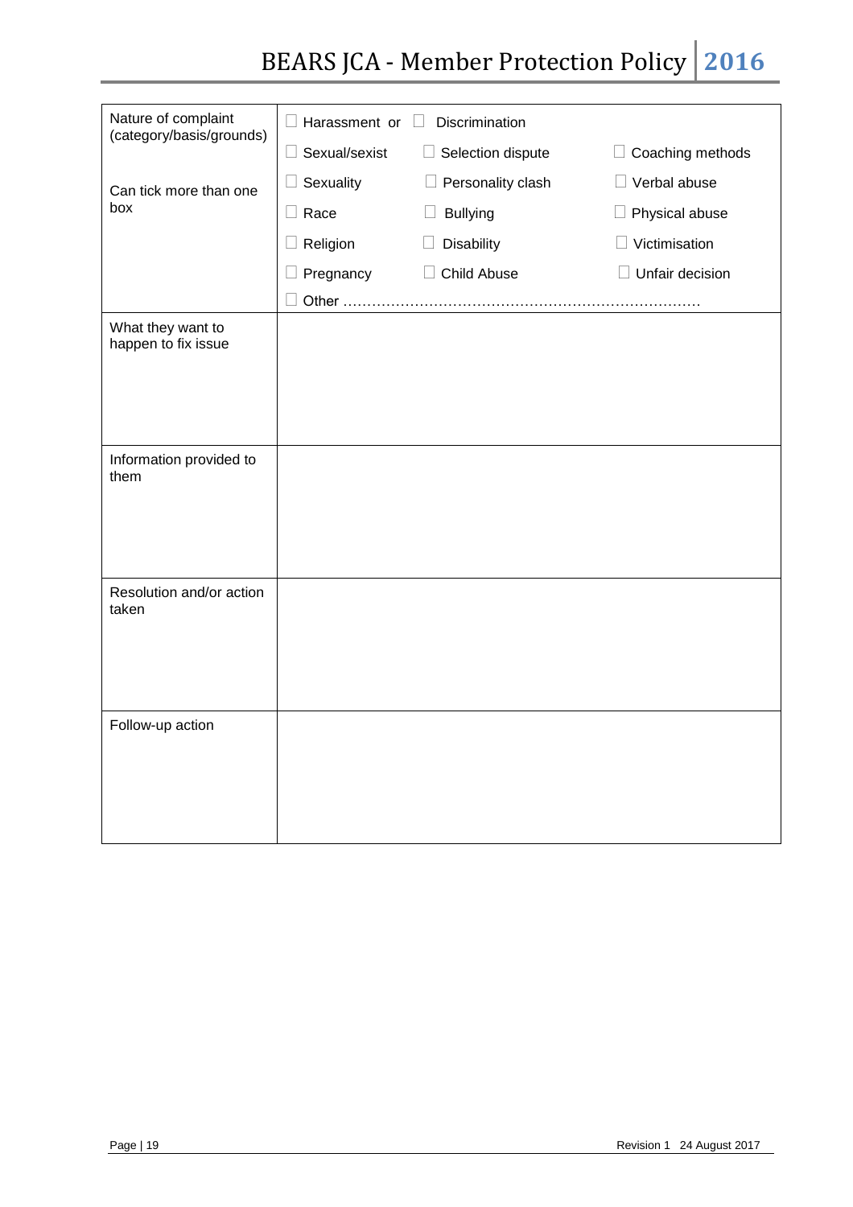| | |
|---|---|
| Nature of complaint (category/basis/grounds)<br><br>Can tick more than one box | ☐ Harassment or ☐ Discrimination<br>☐ Sexual/sexist ☐ Selection dispute ☐ Coaching methods<br>☐ Sexuality ☐ Personality clash ☐ Verbal abuse<br>☐ Race ☐ Bullying ☐ Physical abuse<br>☐ Religion ☐ Disability ☐ Victimisation<br>☐ Pregnancy ☐ Child Abuse ☐ Unfair decision<br>☐ Other ……………………………………………………………… |
| What they want to happen to fix issue | |
| Information provided to them | |
| Resolution and/or action taken | |
| Follow-up action | |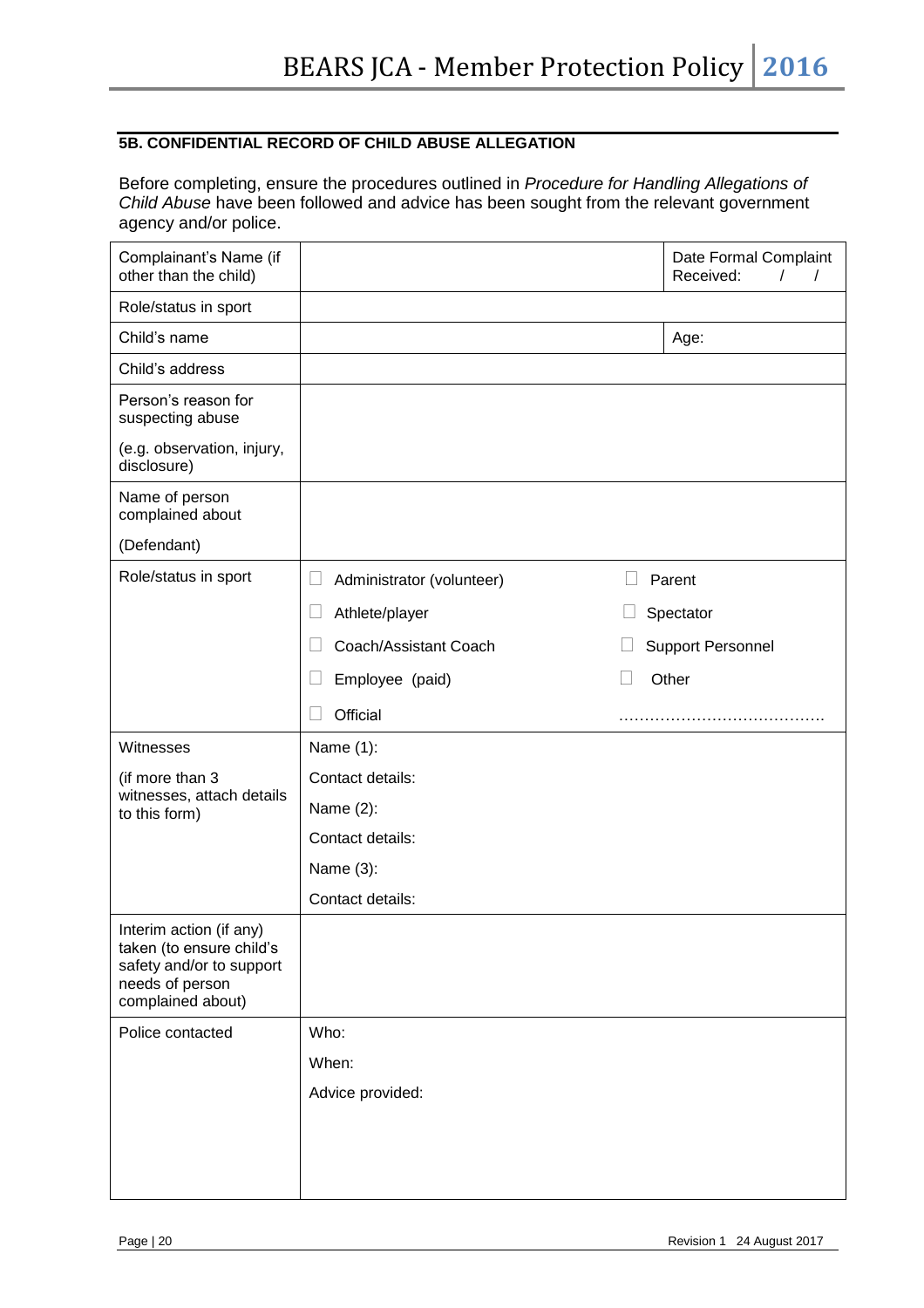## 5B. CONFIDENTIAL RECORD OF CHILD ABUSE ALLEGATION

Before completing, ensure the procedures outlined in *Procedure for Handling Allegations of Child Abuse* have been followed and advice has been sought from the relevant government agency and/or police.

| | | |
|---|---|---|
| Complainant's Name (if other than the child) | | Date Formal Complaint Received: / / |
| Role/status in sport | | |
| Child's name | | Age: |
| Child's address | | |
| Person's reason for suspecting abuse<br><br>(e.g. observation, injury, disclosure) | | |
| Name of person complained about<br><br>(Defendant) | | |
| Role/status in sport | ☐ Administrator (volunteer)<br>☐ Athlete/player<br>☐ Coach/Assistant Coach<br>☐ Employee (paid)<br>☐ Official | ☐ Parent<br>☐ Spectator<br>☐ Support Personnel<br>☐ Other<br>………………………………… |
| Witnesses<br><br>(if more than 3 witnesses, attach details to this form) | Name (1):<br>Contact details:<br>Name (2):<br>Contact details:<br>Name (3):<br>Contact details: | |
| Interim action (if any) taken (to ensure child's safety and/or to support needs of person complained about) | | |
| Police contacted | Who:<br>When:<br>Advice provided: | |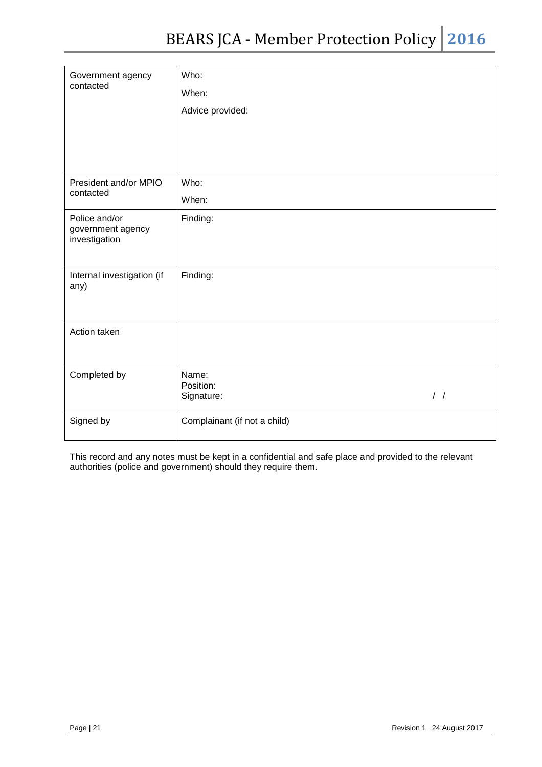| | |
|---|---|
| Government agency contacted | Who:<br>When:<br>Advice provided: |
| President and/or MPIO contacted | Who:<br>When: |
| Police and/or government agency investigation | Finding: |
| Internal investigation (if any) | Finding: |
| Action taken | |
| Completed by | Name:<br>Position:<br>Signature: / / |
| Signed by | Complainant (if not a child) |

This record and any notes must be kept in a confidential and safe place and provided to the relevant authorities (police and government) should they require them.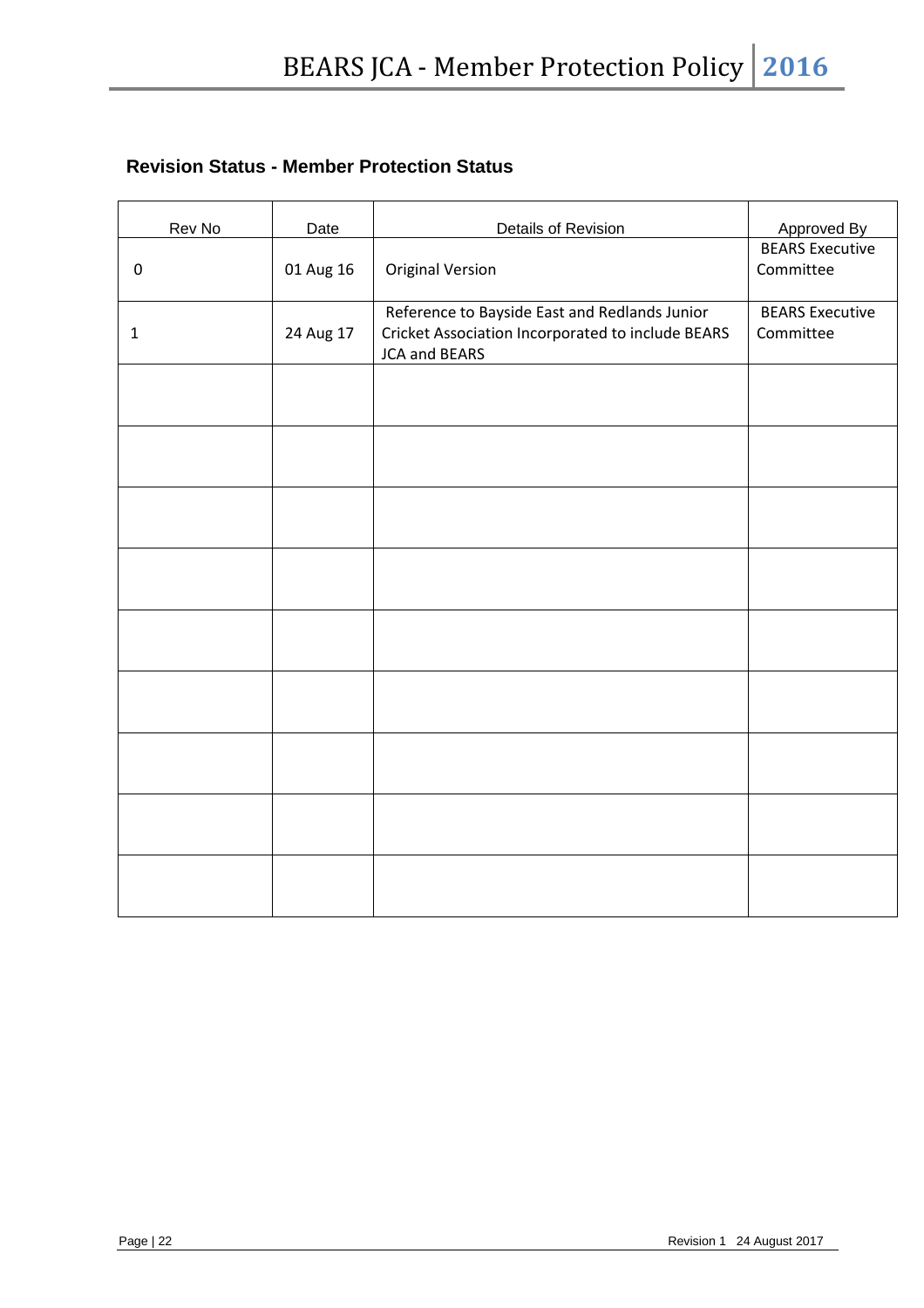## Revision Status - Member Protection Status

| Rev No | Date | Details of Revision | Approved By |
|---|---|---|---|
| 0 | 01 Aug 16 | Original Version | BEARS Executive Committee |
| 1 | 24 Aug 17 | Reference to Bayside East and Redlands Junior Cricket Association Incorporated to include BEARS JCA and BEARS | BEARS Executive Committee |
| | | | |
| | | | |
| | | | |
| | | | |
| | | | |
| | | | |
| | | | |
| | | | |
| | | | |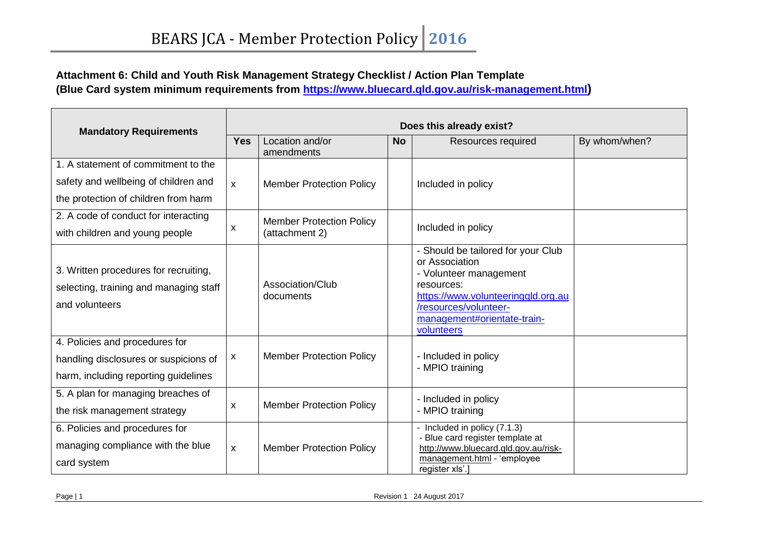**Attachment 6: Child and Youth Risk Management Strategy Checklist / Action Plan Template**
**(Blue Card system minimum requirements from https://www.bluecard.qld.gov.au/risk-management.html)**

| Mandatory Requirements | Does this already exist? | | | | |
|---|---|---|---|---|---|
| | **Yes** | Location and/or amendments | **No** | Resources required | By whom/when? |
| 1. A statement of commitment to the safety and wellbeing of children and the protection of children from harm | x | Member Protection Policy | | Included in policy | |
| 2. A code of conduct for interacting with children and young people | x | Member Protection Policy (attachment 2) | | Included in policy | |
| 3. Written procedures for recruiting, selecting, training and managing staff and volunteers | | Association/Club documents | | - Should be tailored for your Club or Association<br>- Volunteer management resources: https://www.volunteeringqld.org.au/resources/volunteer-management#orientate-train-volunteers | |
| 4. Policies and procedures for handling disclosures or suspicions of harm, including reporting guidelines | x | Member Protection Policy | | - Included in policy<br>- MPIO training | |
| 5. A plan for managing breaches of the risk management strategy | x | Member Protection Policy | | - Included in policy<br>- MPIO training | |
| 6. Policies and procedures for managing compliance with the blue card system | x | Member Protection Policy | | - Included in policy (7.1.3)<br>- Blue card register template at http://www.bluecard.qld.gov.au/risk-management.html - 'employee register xls'.] | |

Revision 1 24 August 2017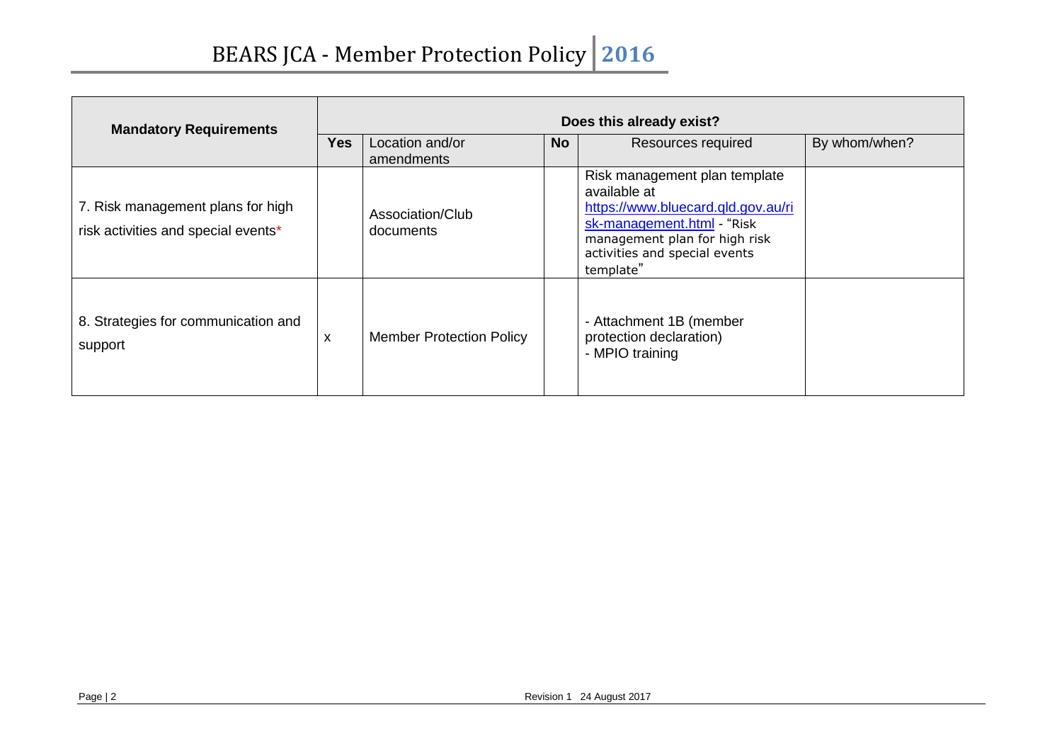| Mandatory Requirements | Does this already exist? | | | | |
|---|---|---|---|---|---|
| | Yes | Location and/or amendments | No | Resources required | By whom/when? |
| 7. Risk management plans for high risk activities and special events* | | Association/Club documents | | Risk management plan template available at [https://www.bluecard.qld.gov.au/risk-management.html](https://www.bluecard.qld.gov.au/risk-management.html) - "Risk management plan for high risk activities and special events template" | |
| 8. Strategies for communication and support | x | Member Protection Policy | | - Attachment 1B (member protection declaration)<br>- MPIO training | |